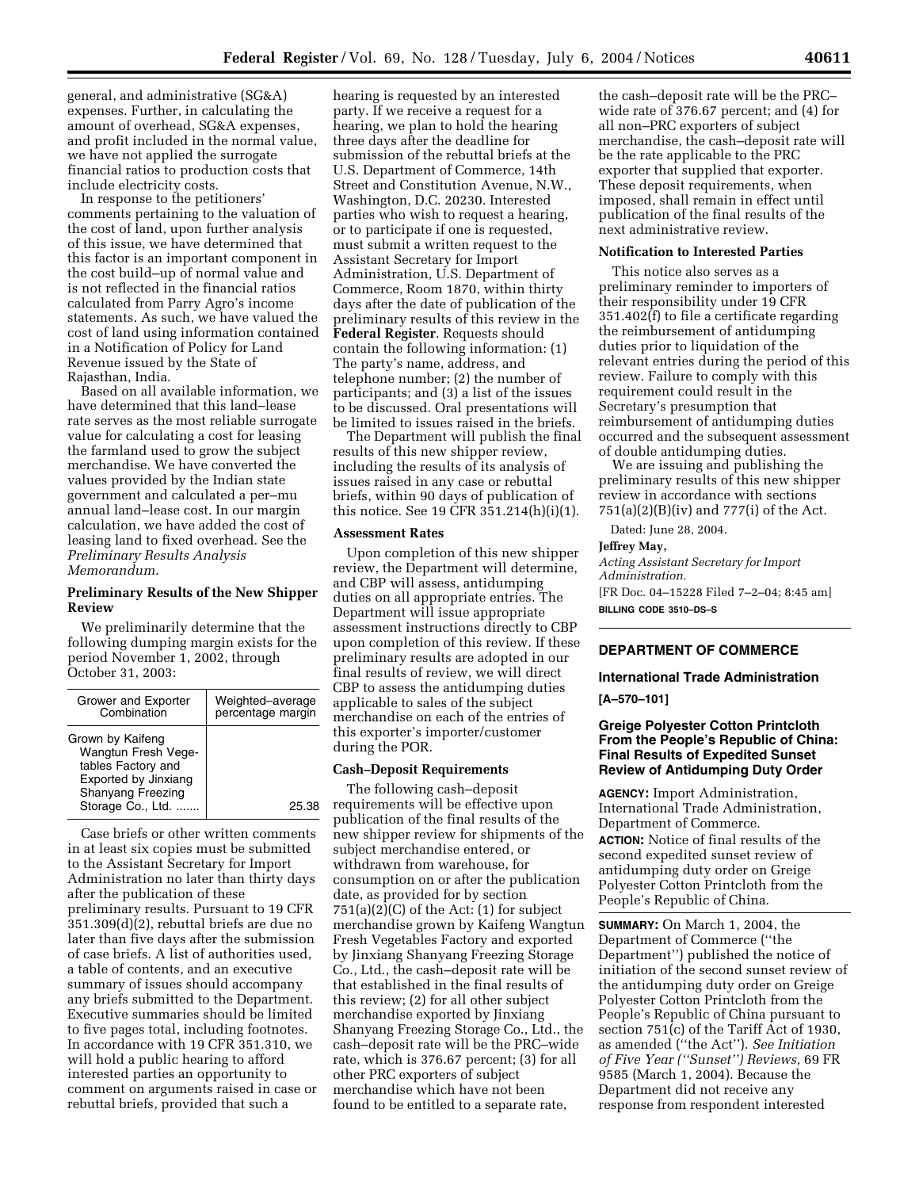general, and administrative (SG&A) expenses. Further, in calculating the amount of overhead, SG&A expenses, and profit included in the normal value, we have not applied the surrogate financial ratios to production costs that include electricity costs.

In response to the petitioners' comments pertaining to the valuation of the cost of land, upon further analysis of this issue, we have determined that this factor is an important component in the cost build–up of normal value and is not reflected in the financial ratios calculated from Parry Agro's income statements. As such, we have valued the cost of land using information contained in a Notification of Policy for Land Revenue issued by the State of Rajasthan, India.

Based on all available information, we have determined that this land–lease rate serves as the most reliable surrogate value for calculating a cost for leasing the farmland used to grow the subject merchandise. We have converted the values provided by the Indian state government and calculated a per–mu annual land–lease cost. In our margin calculation, we have added the cost of leasing land to fixed overhead. See the *Preliminary Results Analysis Memorandum*.

### Preliminary Results of the New Shipper Review

We preliminarily determine that the following dumping margin exists for the period November 1, 2002, through October 31, 2003:

| Grower and Exporter Combination | Weighted–average percentage margin |
|---|---|
| Grown by Kaifeng Wangtun Fresh Vegetables Factory and Exported by Jinxiang Shanyang Freezing Storage Co., Ltd. ....... | 25.38 |

Case briefs or other written comments in at least six copies must be submitted to the Assistant Secretary for Import Administration no later than thirty days after the publication of these preliminary results. Pursuant to 19 CFR 351.309(d)(2), rebuttal briefs are due no later than five days after the submission of case briefs. A list of authorities used, a table of contents, and an executive summary of issues should accompany any briefs submitted to the Department. Executive summaries should be limited to five pages total, including footnotes. In accordance with 19 CFR 351.310, we will hold a public hearing to afford interested parties an opportunity to comment on arguments raised in case or rebuttal briefs, provided that such a hearing is requested by an interested party. If we receive a request for a hearing, we plan to hold the hearing three days after the deadline for submission of the rebuttal briefs at the U.S. Department of Commerce, 14th Street and Constitution Avenue, N.W., Washington, D.C. 20230. Interested parties who wish to request a hearing, or to participate if one is requested, must submit a written request to the Assistant Secretary for Import Administration, U.S. Department of Commerce, Room 1870, within thirty days after the date of publication of the preliminary results of this review in the **Federal Register**. Requests should contain the following information: (1) The party's name, address, and telephone number; (2) the number of participants; and (3) a list of the issues to be discussed. Oral presentations will be limited to issues raised in the briefs.

The Department will publish the final results of this new shipper review, including the results of its analysis of issues raised in any case or rebuttal briefs, within 90 days of publication of this notice. See 19 CFR 351.214(h)(i)(1).

### Assessment Rates

Upon completion of this new shipper review, the Department will determine, and CBP will assess, antidumping duties on all appropriate entries. The Department will issue appropriate assessment instructions directly to CBP upon completion of this review. If these preliminary results are adopted in our final results of review, we will direct CBP to assess the antidumping duties applicable to sales of the subject merchandise on each of the entries of this exporter's importer/customer during the POR.

### Cash–Deposit Requirements

The following cash–deposit requirements will be effective upon publication of the final results of the new shipper review for shipments of the subject merchandise entered, or withdrawn from warehouse, for consumption on or after the publication date, as provided for by section 751(a)(2)(C) of the Act: (1) for subject merchandise grown by Kaifeng Wangtun Fresh Vegetables Factory and exported by Jinxiang Shanyang Freezing Storage Co., Ltd., the cash–deposit rate will be that established in the final results of this review; (2) for all other subject merchandise exported by Jinxiang Shanyang Freezing Storage Co., Ltd., the cash–deposit rate will be the PRC–wide rate, which is 376.67 percent; (3) for all other PRC exporters of subject merchandise which have not been found to be entitled to a separate rate, the cash–deposit rate will be the PRC–wide rate of 376.67 percent; and (4) for all non–PRC exporters of subject merchandise, the cash–deposit rate will be the rate applicable to the PRC exporter that supplied that exporter. These deposit requirements, when imposed, shall remain in effect until publication of the final results of the next administrative review.

### Notification to Interested Parties

This notice also serves as a preliminary reminder to importers of their responsibility under 19 CFR 351.402(f) to file a certificate regarding the reimbursement of antidumping duties prior to liquidation of the relevant entries during the period of this review. Failure to comply with this requirement could result in the Secretary's presumption that reimbursement of antidumping duties occurred and the subsequent assessment of double antidumping duties.

We are issuing and publishing the preliminary results of this new shipper review in accordance with sections 751(a)(2)(B)(iv) and 777(i) of the Act.

Dated: June 28, 2004.

**Jeffrey May,**

*Acting Assistant Secretary for Import Administration.*

[FR Doc. 04–15228 Filed 7–2–04; 8:45 am]

**BILLING CODE 3510–DS–S**

---

## DEPARTMENT OF COMMERCE

### International Trade Administration

**[A–570–101]**

### Greige Polyester Cotton Printcloth From the People's Republic of China: Final Results of Expedited Sunset Review of Antidumping Duty Order

**AGENCY:** Import Administration, International Trade Administration, Department of Commerce.

**ACTION:** Notice of final results of the second expedited sunset review of antidumping duty order on Greige Polyester Cotton Printcloth from the People's Republic of China.

**SUMMARY:** On March 1, 2004, the Department of Commerce (''the Department'') published the notice of initiation of the second sunset review of the antidumping duty order on Greige Polyester Cotton Printcloth from the People's Republic of China pursuant to section 751(c) of the Tariff Act of 1930, as amended (''the Act''). *See Initiation of Five Year (''Sunset'') Reviews,* 69 FR 9585 (March 1, 2004). Because the Department did not receive any response from respondent interested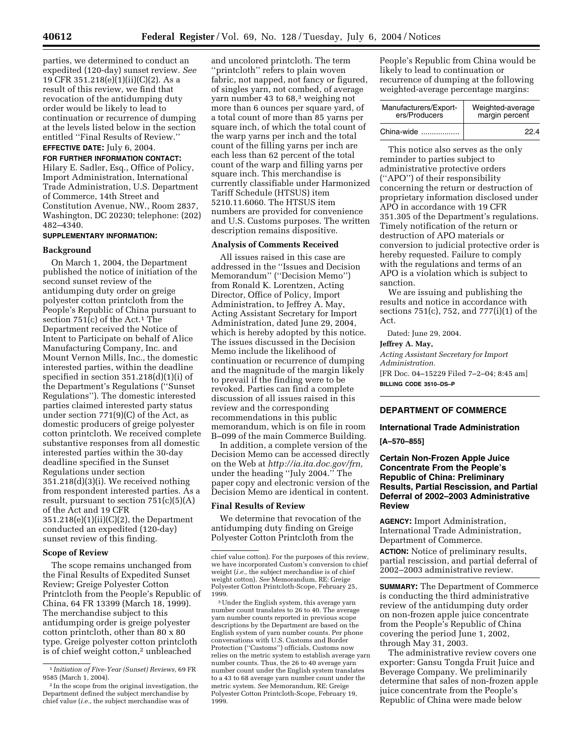parties, we determined to conduct an expedited (120-day) sunset review. *See* 19 CFR 351.218(e)(1)(ii)(C)(2). As a result of this review, we find that revocation of the antidumping duty order would be likely to lead to continuation or recurrence of dumping at the levels listed below in the section entitled ''Final Results of Review.''

**EFFECTIVE DATE:** July 6, 2004.

**FOR FURTHER INFORMATION CONTACT:** Hilary E. Sadler, Esq., Office of Policy, Import Administration, International Trade Administration, U.S. Department of Commerce, 14th Street and Constitution Avenue, NW., Room 2837, Washington, DC 20230; telephone: (202) 482–4340.

**SUPPLEMENTARY INFORMATION:**

**Background**

On March 1, 2004, the Department published the notice of initiation of the second sunset review of the antidumping duty order on greige polyester cotton printcloth from the People's Republic of China pursuant to section 751(c) of the Act.[1] The Department received the Notice of Intent to Participate on behalf of Alice Manufacturing Company, Inc. and Mount Vernon Mills, Inc., the domestic interested parties, within the deadline specified in section 351.218(d)(1)(i) of the Department's Regulations (''Sunset Regulations''). The domestic interested parties claimed interested party status under section 771(9)(C) of the Act, as domestic producers of greige polyester cotton printcloth. We received complete substantive responses from all domestic interested parties within the 30-day deadline specified in the Sunset Regulations under section 351.218(d)(3)(i). We received nothing from respondent interested parties. As a result, pursuant to section 751(c)(5)(A) of the Act and 19 CFR 351.218(e)(1)(ii)(C)(2), the Department conducted an expedited (120-day) sunset review of this finding.

**Scope of Review**

The scope remains unchanged from the Final Results of Expedited Sunset Review; Greige Polyester Cotton Printcloth from the People's Republic of China, 64 FR 13399 (March 18, 1999). The merchandise subject to this antidumping order is greige polyester cotton printcloth, other than 80 x 80 type. Greige polyester cotton printcloth is of chief weight cotton,[2] unbleached and uncolored printcloth. The term ''printcloth'' refers to plain woven fabric, not napped, not fancy or figured, of singles yarn, not combed, of average yarn number 43 to 68,[3] weighing not more than 6 ounces per square yard, of a total count of more than 85 yarns per square inch, of which the total count of the warp yarns per inch and the total count of the filling yarns per inch are each less than 62 percent of the total count of the warp and filling yarns per square inch. This merchandise is currently classifiable under Harmonized Tariff Schedule (HTSUS) item 5210.11.6060. The HTSUS item numbers are provided for convenience and U.S. Customs purposes. The written description remains dispositive.

**Analysis of Comments Received**

All issues raised in this case are addressed in the ''Issues and Decision Memorandum'' (''Decision Memo'') from Ronald K. Lorentzen, Acting Director, Office of Policy, Import Administration, to Jeffrey A. May, Acting Assistant Secretary for Import Administration, dated June 29, 2004, which is hereby adopted by this notice. The issues discussed in the Decision Memo include the likelihood of continuation or recurrence of dumping and the magnitude of the margin likely to prevail if the finding were to be revoked. Parties can find a complete discussion of all issues raised in this review and the corresponding recommendations in this public memorandum, which is on file in room B–099 of the main Commerce Building.

In addition, a complete version of the Decision Memo can be accessed directly on the Web at *http://ia.ita.doc.gov/frn,* under the heading ''July 2004.'' The paper copy and electronic version of the Decision Memo are identical in content.

**Final Results of Review**

We determine that revocation of the antidumping duty finding on Greige Polyester Cotton Printcloth from the People's Republic from China would be likely to lead to continuation or recurrence of dumping at the following weighted-average percentage margins:

| Manufacturers/Exporters/Producers | Weighted-average margin percent |
|---|---|
| China-wide .................. | 22.4 |

This notice also serves as the only reminder to parties subject to administrative protective orders (''APO'') of their responsibility concerning the return or destruction of proprietary information disclosed under APO in accordance with 19 CFR 351.305 of the Department's regulations. Timely notification of the return or destruction of APO materials or conversion to judicial protective order is hereby requested. Failure to comply with the regulations and terms of an APO is a violation which is subject to sanction.

We are issuing and publishing the results and notice in accordance with sections 751(c), 752, and 777(i)(1) of the Act.

Dated: June 29, 2004.

**Jeffrey A. May,**

*Acting Assistant Secretary for Import Administration.*

[FR Doc. 04–15229 Filed 7–2–04; 8:45 am]

**BILLING CODE 3510–DS–P**

---

[1] *Initiation of Five-Year (Sunset) Reviews,* 69 FR 9585 (March 1, 2004).

[2] In the scope from the original investigation, the Department defined the subject merchandise by chief value (*i.e.*, the subject merchandise was of chief value cotton). For the purposes of this review, we have incorporated Custom's conversion to chief weight (*i.e.*, the subject merchandise is of chief weight cotton). *See* Memorandum, RE: Greige Polyester Cotton Printcloth-Scope, February 25, 1999.

[3] Under the English system, this average yarn number count translates to 26 to 40. The average yarn number counts reported in previous scope descriptions by the Department are based on the English system of yarn number counts. Per phone conversations with U.S. Customs and Border Protection (''Customs'') officials, Customs now relies on the metric system to establish average yarn number counts. Thus, the 26 to 40 average yarn number count under the English system translates to a 43 to 68 average yarn number count under the metric system. *See* Memorandum, RE: Greige Polyester Cotton Printcloth-Scope, February 19, 1999.

---

## DEPARTMENT OF COMMERCE

### International Trade Administration

**[A–570–855]**

### Certain Non-Frozen Apple Juice Concentrate From the People's Republic of China: Preliminary Results, Partial Rescission, and Partial Deferral of 2002–2003 Administrative Review

**AGENCY:** Import Administration, International Trade Administration, Department of Commerce.

**ACTION:** Notice of preliminary results, partial rescission, and partial deferral of 2002–2003 administrative review.

**SUMMARY:** The Department of Commerce is conducting the third administrative review of the antidumping duty order on non-frozen apple juice concentrate from the People's Republic of China covering the period June 1, 2002, through May 31, 2003.

The administrative review covers one exporter: Gansu Tongda Fruit Juice and Beverage Company. We preliminarily determine that sales of non-frozen apple juice concentrate from the People's Republic of China were made below